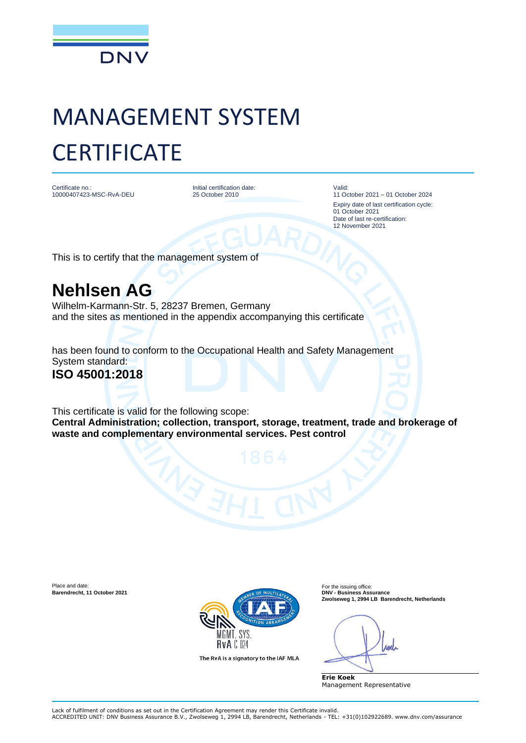# MANAGEMENT SYSTEM CERTIFICATE

Certificate no.:
10000407423-MSC-RvA-DEU

Initial certification date:
25 October 2010

Valid:
11 October 2021 – 01 October 2024

Expiry date of last certification cycle:
01 October 2021

Date of last re-certification:
12 November 2021

This is to certify that the management system of

## Nehlsen AG

Wilhelm-Karmann-Str. 5, 28237 Bremen, Germany
and the sites as mentioned in the appendix accompanying this certificate

has been found to conform to the Occupational Health and Safety Management System standard:

**ISO 45001:2018**

This certificate is valid for the following scope:
**Central Administration; collection, transport, storage, treatment, trade and brokerage of waste and complementary environmental services. Pest control**

Place and date:
**Barendrecht, 11 October 2021**

The RvA is a signatory to the IAF MLA

For the issuing office:
**DNV - Business Assurance**
**Zwolseweg 1, 2994 LB Barendrecht, Netherlands**

**Erie Koek**
Management Representative

Lack of fulfilment of conditions as set out in the Certification Agreement may render this Certificate invalid.
ACCREDITED UNIT: DNV Business Assurance B.V., Zwolseweg 1, 2994 LB, Barendrecht, Netherlands - TEL: +31(0)102922689. www.dnv.com/assurance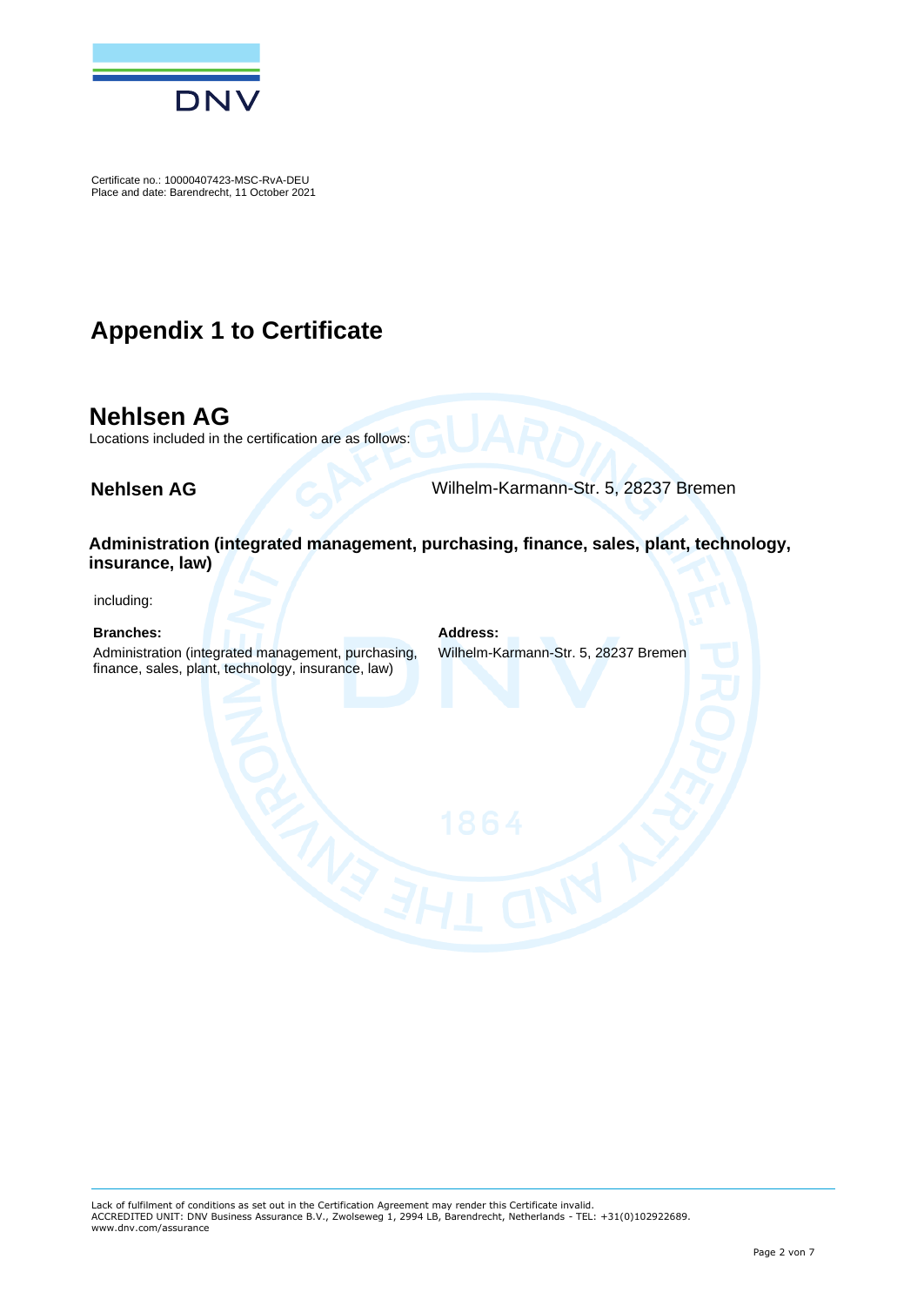Certificate no.: 10000407423-MSC-RvA-DEU
Place and date: Barendrecht, 11 October 2021

# Appendix 1 to Certificate

## Nehlsen AG

Locations included in the certification are as follows:

### Nehlsen AG

Wilhelm-Karmann-Str. 5, 28237 Bremen

#### Administration (integrated management, purchasing, finance, sales, plant, technology, insurance, law)

including:

| Branches: | Address: |
|---|---|
| Administration (integrated management, purchasing, finance, sales, plant, technology, insurance, law) | Wilhelm-Karmann-Str. 5, 28237 Bremen |

Lack of fulfilment of conditions as set out in the Certification Agreement may render this Certificate invalid.
ACCREDITED UNIT: DNV Business Assurance B.V., Zwolseweg 1, 2994 LB, Barendrecht, Netherlands - TEL: +31(0)102922689.
www.dnv.com/assurance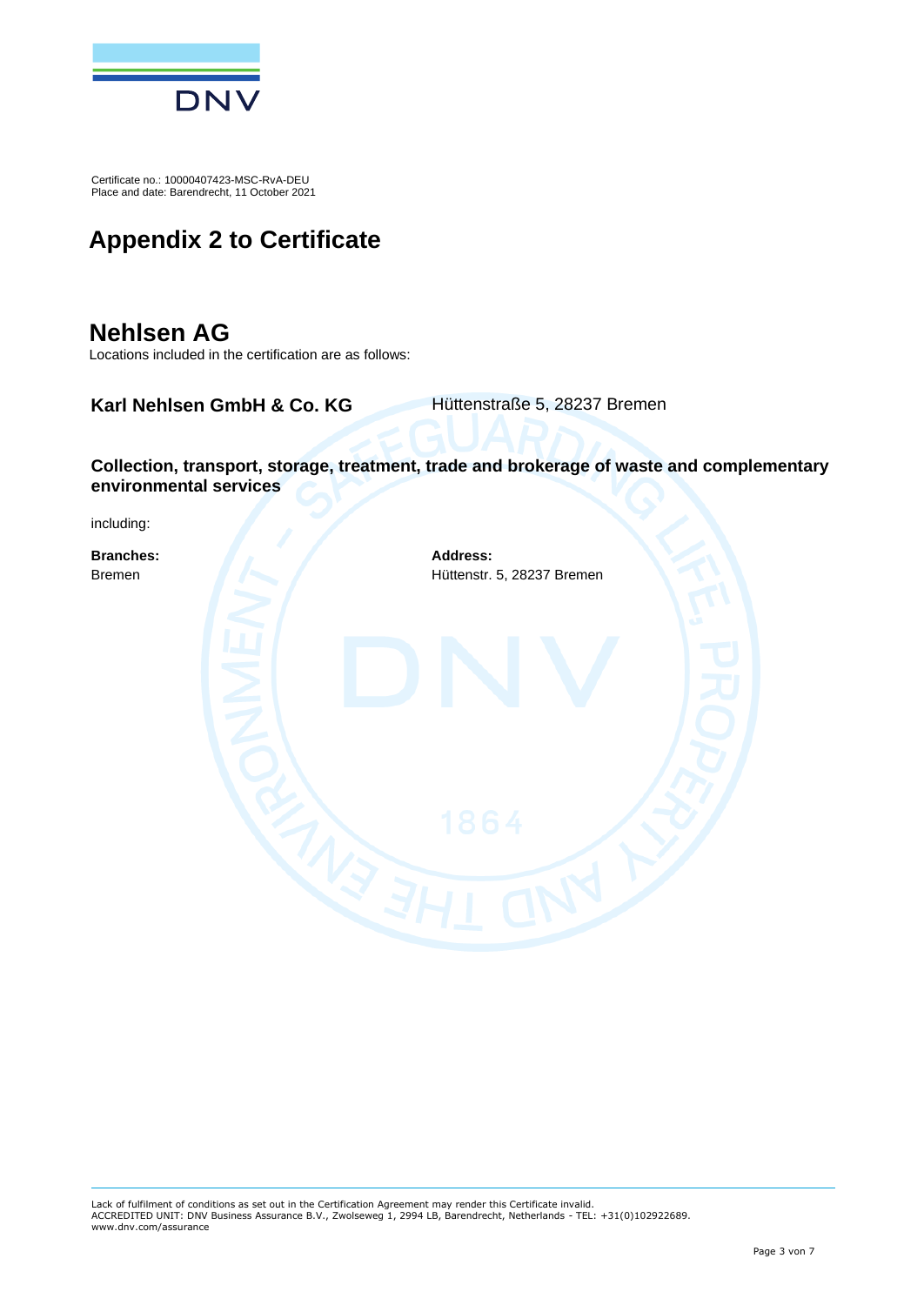Certificate no.: 10000407423-MSC-RvA-DEU
Place and date: Barendrecht, 11 October 2021

# Appendix 2 to Certificate

## Nehlsen AG

Locations included in the certification are as follows:

| **Karl Nehlsen GmbH & Co. KG** | Hüttenstraße 5, 28237 Bremen |
| --- | --- |

**Collection, transport, storage, treatment, trade and brokerage of waste and complementary environmental services**

including:

| **Branches:** | **Address:** |
| --- | --- |
| Bremen | Hüttenstr. 5, 28237 Bremen |

Lack of fulfilment of conditions as set out in the Certification Agreement may render this Certificate invalid.
ACCREDITED UNIT: DNV Business Assurance B.V., Zwolseweg 1, 2994 LB, Barendrecht, Netherlands - TEL: +31(0)102922689.
www.dnv.com/assurance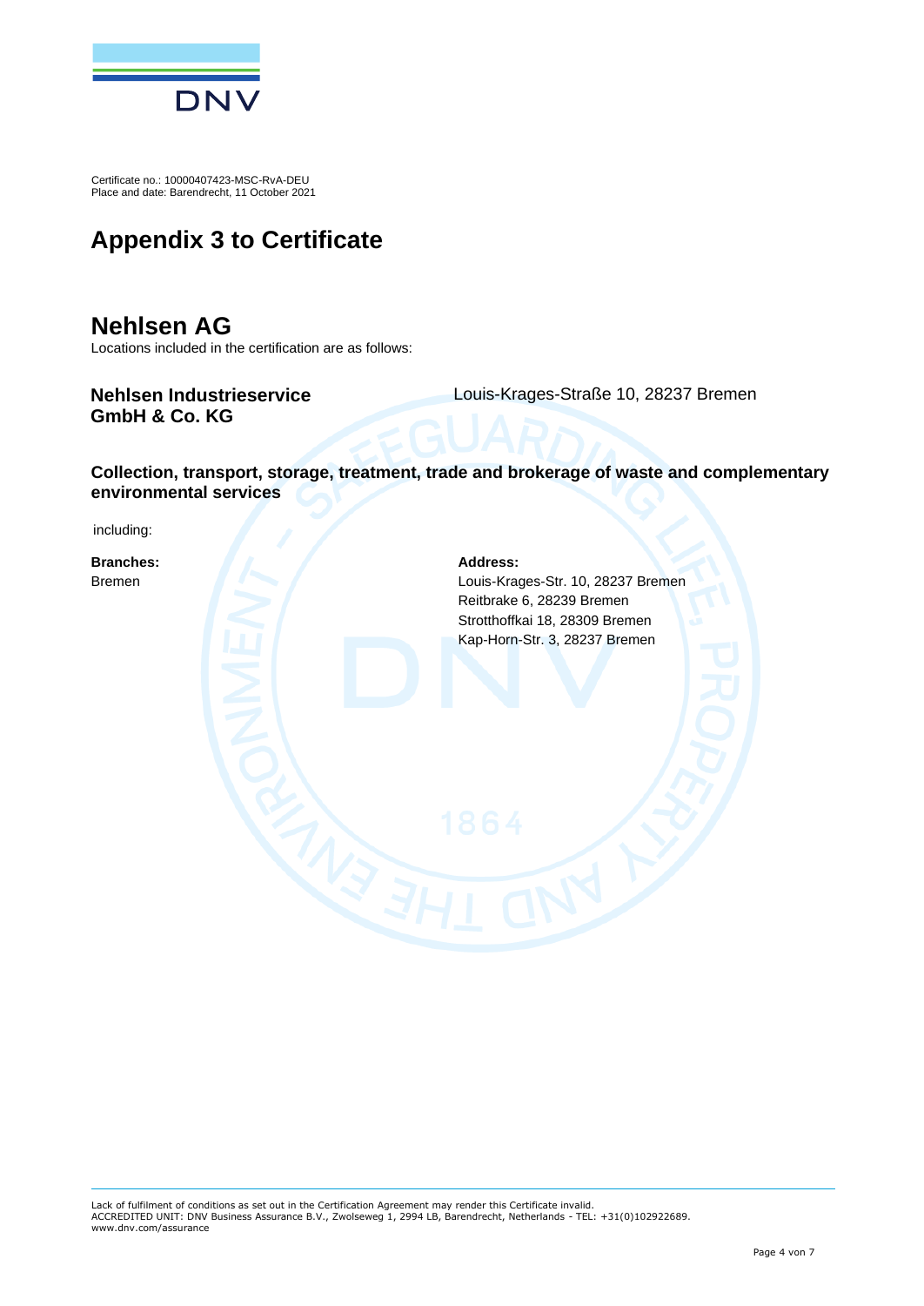Certificate no.: 10000407423-MSC-RvA-DEU
Place and date: Barendrecht, 11 October 2021

# Appendix 3 to Certificate

## Nehlsen AG

Locations included in the certification are as follows:

**Nehlsen Industrieservice GmbH & Co. KG** — Louis-Krages-Straße 10, 28237 Bremen

**Collection, transport, storage, treatment, trade and brokerage of waste and complementary environmental services**

including:

| **Branches:** | **Address:** |
| --- | --- |
| Bremen | Louis-Krages-Str. 10, 28237 Bremen<br>Reitbrake 6, 28239 Bremen<br>Strotthoffkai 18, 28309 Bremen<br>Kap-Horn-Str. 3, 28237 Bremen |

Lack of fulfilment of conditions as set out in the Certification Agreement may render this Certificate invalid.
ACCREDITED UNIT: DNV Business Assurance B.V., Zwolseweg 1, 2994 LB, Barendrecht, Netherlands - TEL: +31(0)102922689.
www.dnv.com/assurance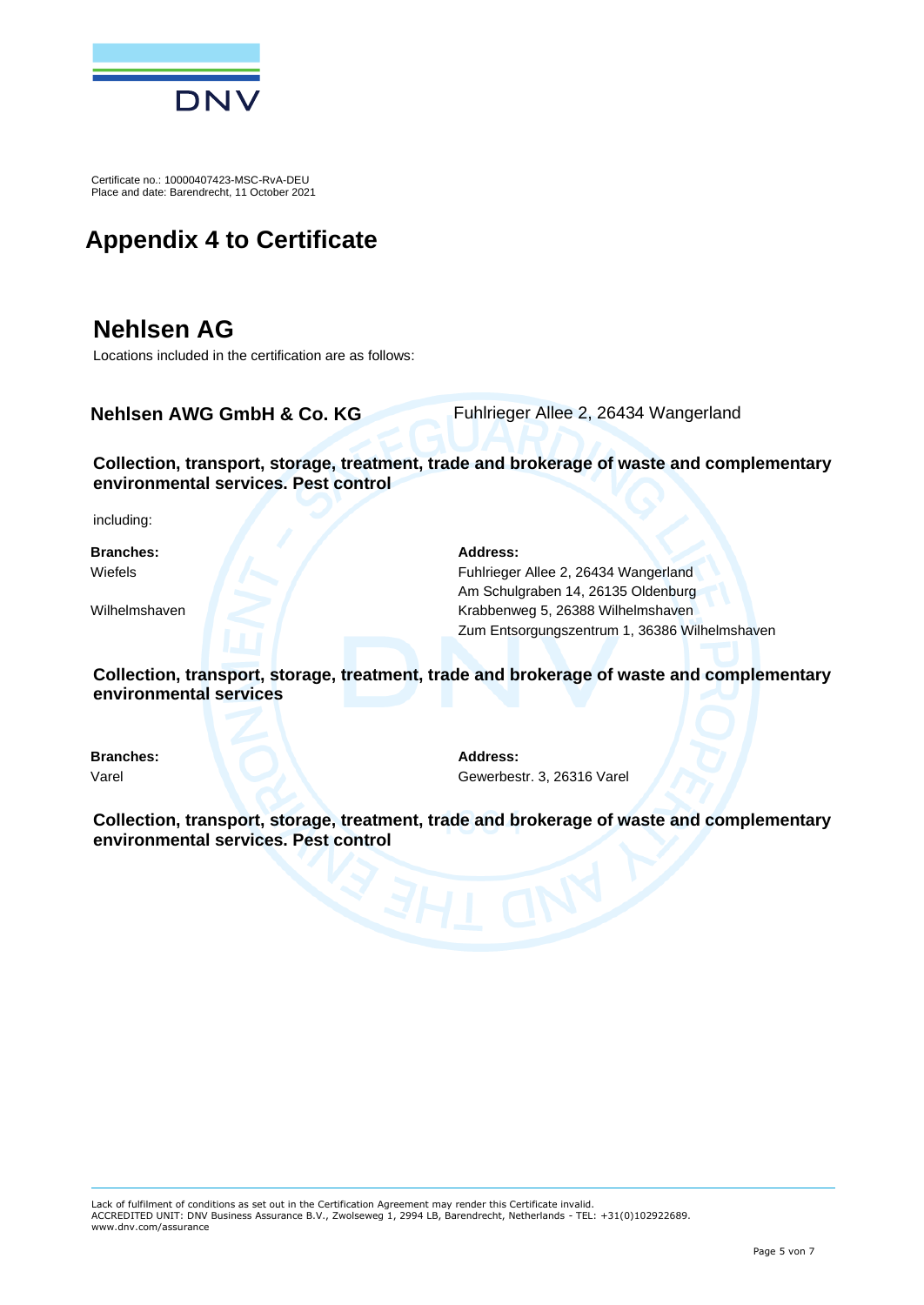Certificate no.: 10000407423-MSC-RvA-DEU
Place and date: Barendrecht, 11 October 2021

# Appendix 4 to Certificate

## Nehlsen AG

Locations included in the certification are as follows:

**Nehlsen AWG GmbH & Co. KG** Fuhlrieger Allee 2, 26434 Wangerland

**Collection, transport, storage, treatment, trade and brokerage of waste and complementary environmental services. Pest control**

including:

| **Branches:** | **Address:** |
|---|---|
| Wiefels | Fuhlrieger Allee 2, 26434 Wangerland |
| | Am Schulgraben 14, 26135 Oldenburg |
| Wilhelmshaven | Krabbenweg 5, 26388 Wilhelmshaven |
| | Zum Entsorgungszentrum 1, 36386 Wilhelmshaven |

**Collection, transport, storage, treatment, trade and brokerage of waste and complementary environmental services**

| **Branches:** | **Address:** |
|---|---|
| Varel | Gewerbestr. 3, 26316 Varel |

**Collection, transport, storage, treatment, trade and brokerage of waste and complementary environmental services. Pest control**

Lack of fulfilment of conditions as set out in the Certification Agreement may render this Certificate invalid.
ACCREDITED UNIT: DNV Business Assurance B.V., Zwolseweg 1, 2994 LB, Barendrecht, Netherlands - TEL: +31(0)102922689. www.dnv.com/assurance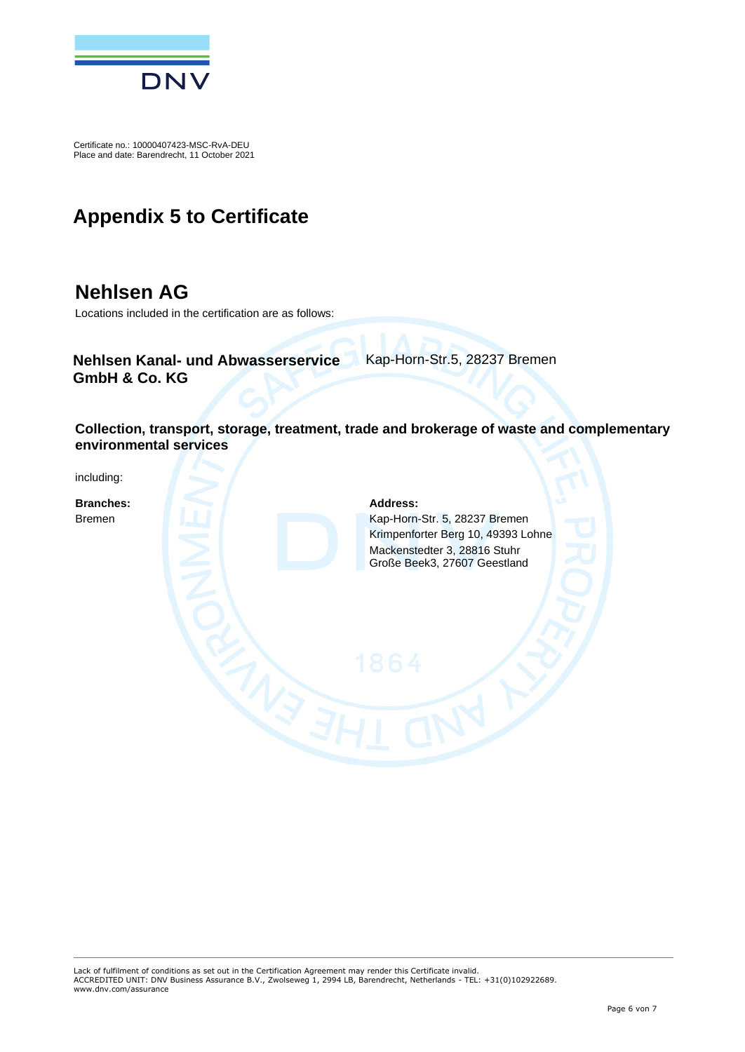Certificate no.: 10000407423-MSC-RvA-DEU
Place and date: Barendrecht, 11 October 2021

# Appendix 5 to Certificate

## Nehlsen AG

Locations included in the certification are as follows:

**Nehlsen Kanal- und Abwasserservice GmbH & Co. KG** Kap-Horn-Str.5, 28237 Bremen

**Collection, transport, storage, treatment, trade and brokerage of waste and complementary environmental services**

including:

| **Branches:** | **Address:** |
|---|---|
| Bremen | Kap-Horn-Str. 5, 28237 Bremen<br>Krimpenforter Berg 10, 49393 Lohne<br>Mackenstedter 3, 28816 Stuhr<br>Große Beek3, 27607 Geestland |

Lack of fulfilment of conditions as set out in the Certification Agreement may render this Certificate invalid.
ACCREDITED UNIT: DNV Business Assurance B.V., Zwolseweg 1, 2994 LB, Barendrecht, Netherlands - TEL: +31(0)102922689.
www.dnv.com/assurance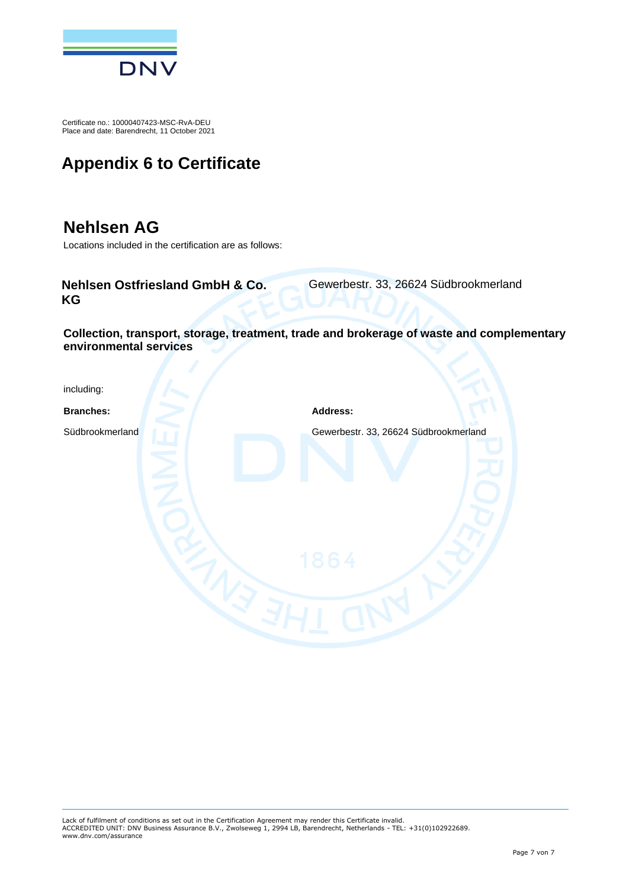Certificate no.: 10000407423-MSC-RvA-DEU
Place and date: Barendrecht, 11 October 2021

# Appendix 6 to Certificate

## Nehlsen AG

Locations included in the certification are as follows:

**Nehlsen Ostfriesland GmbH & Co. KG** Gewerbestr. 33, 26624 Südbrookmerland

**Collection, transport, storage, treatment, trade and brokerage of waste and complementary environmental services**

including:

| **Branches:** | **Address:** |
|---|---|
| Südbrookmerland | Gewerbestr. 33, 26624 Südbrookmerland |

Lack of fulfilment of conditions as set out in the Certification Agreement may render this Certificate invalid.
ACCREDITED UNIT: DNV Business Assurance B.V., Zwolseweg 1, 2994 LB, Barendrecht, Netherlands - TEL: +31(0)102922689.
www.dnv.com/assurance